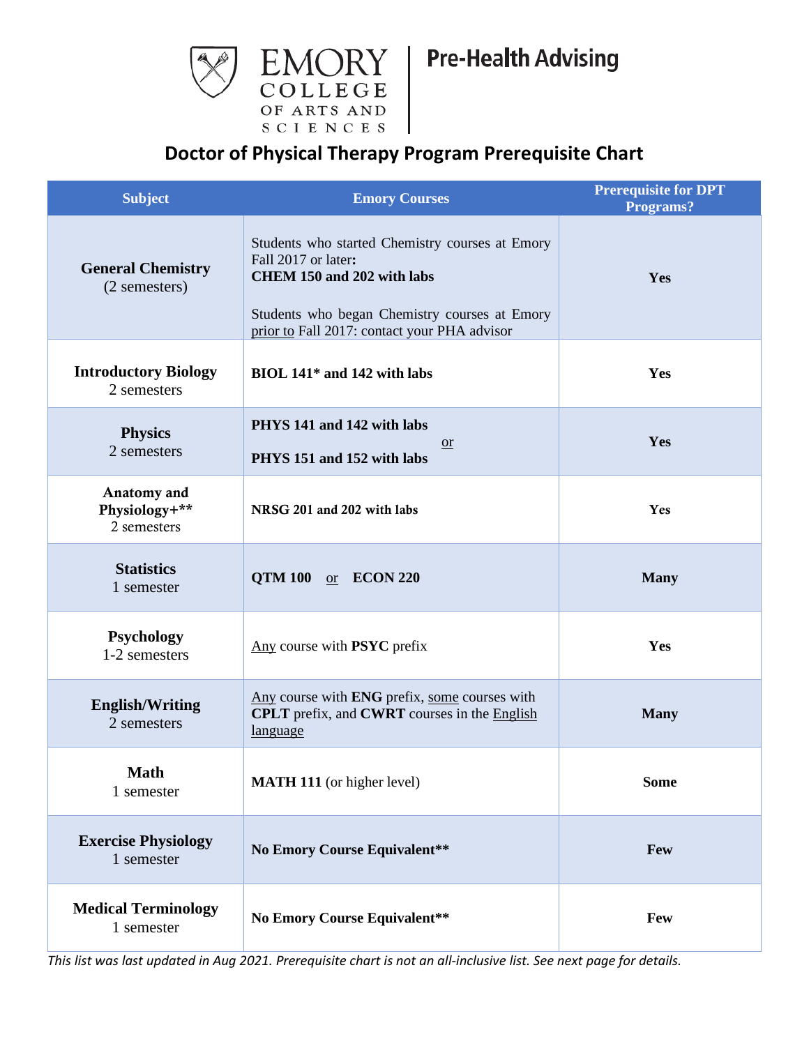EMORY COLLEGE OF ARTS AND SCIENCES | Pre-Health Advising

# Doctor of Physical Therapy Program Prerequisite Chart

| Subject | Emory Courses | Prerequisite for DPT Programs? |
|---|---|---|
| **General Chemistry** (2 semesters) | Students who started Chemistry courses at Emory Fall 2017 or later: **CHEM 150 and 202 with labs**<br><br>Students who began Chemistry courses at Emory prior to Fall 2017: contact your PHA advisor | **Yes** |
| **Introductory Biology** 2 semesters | **BIOL 141* and 142 with labs** | **Yes** |
| **Physics** 2 semesters | **PHYS 141 and 142 with labs** or **PHYS 151 and 152 with labs** | **Yes** |
| **Anatomy and Physiology+**** 2 semesters | **NRSG 201 and 202 with labs** | **Yes** |
| **Statistics** 1 semester | **QTM 100** or **ECON 220** | **Many** |
| **Psychology** 1-2 semesters | Any course with **PSYC** prefix | **Yes** |
| **English/Writing** 2 semesters | Any course with **ENG** prefix, some courses with **CPLT** prefix, and **CWRT** courses in the English language | **Many** |
| **Math** 1 semester | **MATH 111** (or higher level) | **Some** |
| **Exercise Physiology** 1 semester | **No Emory Course Equivalent**** | **Few** |
| **Medical Terminology** 1 semester | **No Emory Course Equivalent**** | **Few** |

*This list was last updated in Aug 2021. Prerequisite chart is not an all-inclusive list. See next page for details.*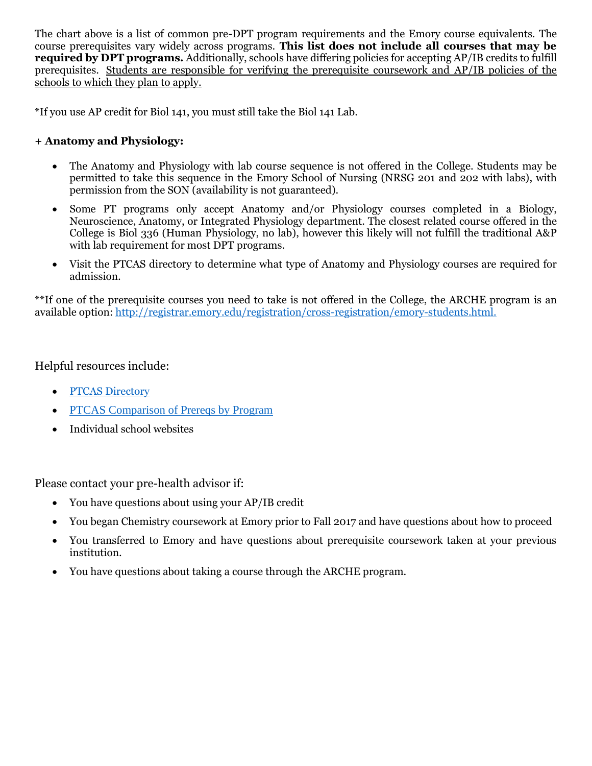The chart above is a list of common pre-DPT program requirements and the Emory course equivalents. The course prerequisites vary widely across programs. **This list does not include all courses that may be required by DPT programs.** Additionally, schools have differing policies for accepting AP/IB credits to fulfill prerequisites. <u>Students are responsible for verifying the prerequisite coursework and AP/IB policies of the schools to which they plan to apply.</u>

*If you use AP credit for Biol 141, you must still take the Biol 141 Lab.

**+ Anatomy and Physiology:**

- The Anatomy and Physiology with lab course sequence is not offered in the College. Students may be permitted to take this sequence in the Emory School of Nursing (NRSG 201 and 202 with labs), with permission from the SON (availability is not guaranteed).
- Some PT programs only accept Anatomy and/or Physiology courses completed in a Biology, Neuroscience, Anatomy, or Integrated Physiology department. The closest related course offered in the College is Biol 336 (Human Physiology, no lab), however this likely will not fulfill the traditional A&P with lab requirement for most DPT programs.
- Visit the PTCAS directory to determine what type of Anatomy and Physiology courses are required for admission.

**If one of the prerequisite courses you need to take is not offered in the College, the ARCHE program is an available option: http://registrar.emory.edu/registration/cross-registration/emory-students.html.

Helpful resources include:

- PTCAS Directory
- PTCAS Comparison of Prereqs by Program
- Individual school websites

Please contact your pre-health advisor if:

- You have questions about using your AP/IB credit
- You began Chemistry coursework at Emory prior to Fall 2017 and have questions about how to proceed
- You transferred to Emory and have questions about prerequisite coursework taken at your previous institution.
- You have questions about taking a course through the ARCHE program.